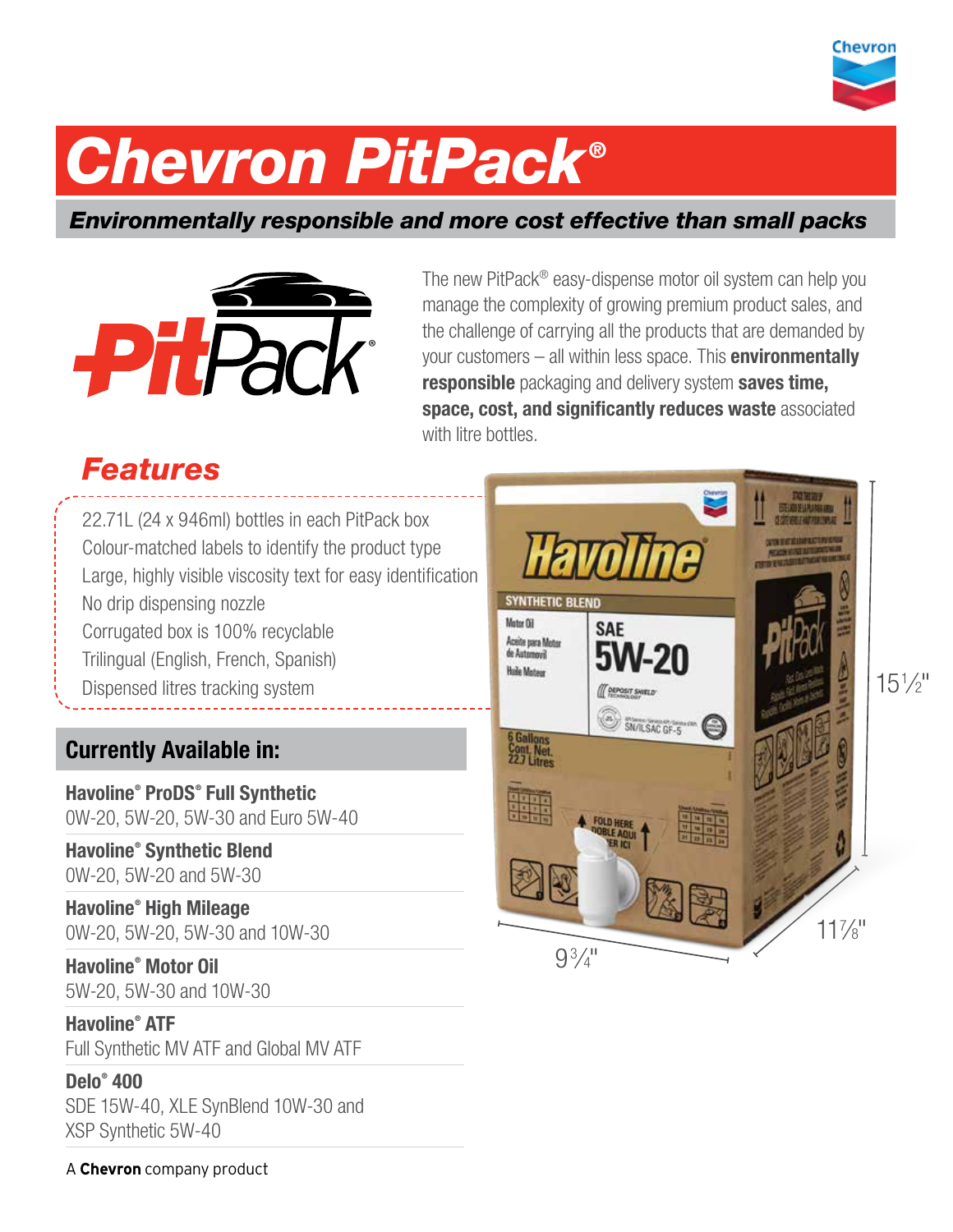# Chevron PitPack®

***Environmentally responsible and more cost effective than small packs***

The new PitPack® easy-dispense motor oil system can help you manage the complexity of growing premium product sales, and the challenge of carrying all the products that are demanded by your customers – all within less space. This **environmentally responsible** packaging and delivery system **saves time, space, cost, and significantly reduces waste** associated with litre bottles.

## *Features*

- 22.71L (24 x 946ml) bottles in each PitPack box
- Colour-matched labels to identify the product type
- Large, highly visible viscosity text for easy identification
- No drip dispensing nozzle
- Corrugated box is 100% recyclable
- Trilingual (English, French, Spanish)
- Dispensed litres tracking system

## Currently Available in:

**Havoline® ProDS® Full Synthetic**
0W-20, 5W-20, 5W-30 and Euro 5W-40

**Havoline® Synthetic Blend**
0W-20, 5W-20 and 5W-30

**Havoline® High Mileage**
0W-20, 5W-20, 5W-30 and 10W-30

**Havoline® Motor Oil**
5W-20, 5W-30 and 10W-30

**Havoline® ATF**
Full Synthetic MV ATF and Global MV ATF

**Delo® 400**
SDE 15W-40, XLE SynBlend 10W-30 and XSP Synthetic 5W-40

15½"

11⅞"

9¾"

A **Chevron** company product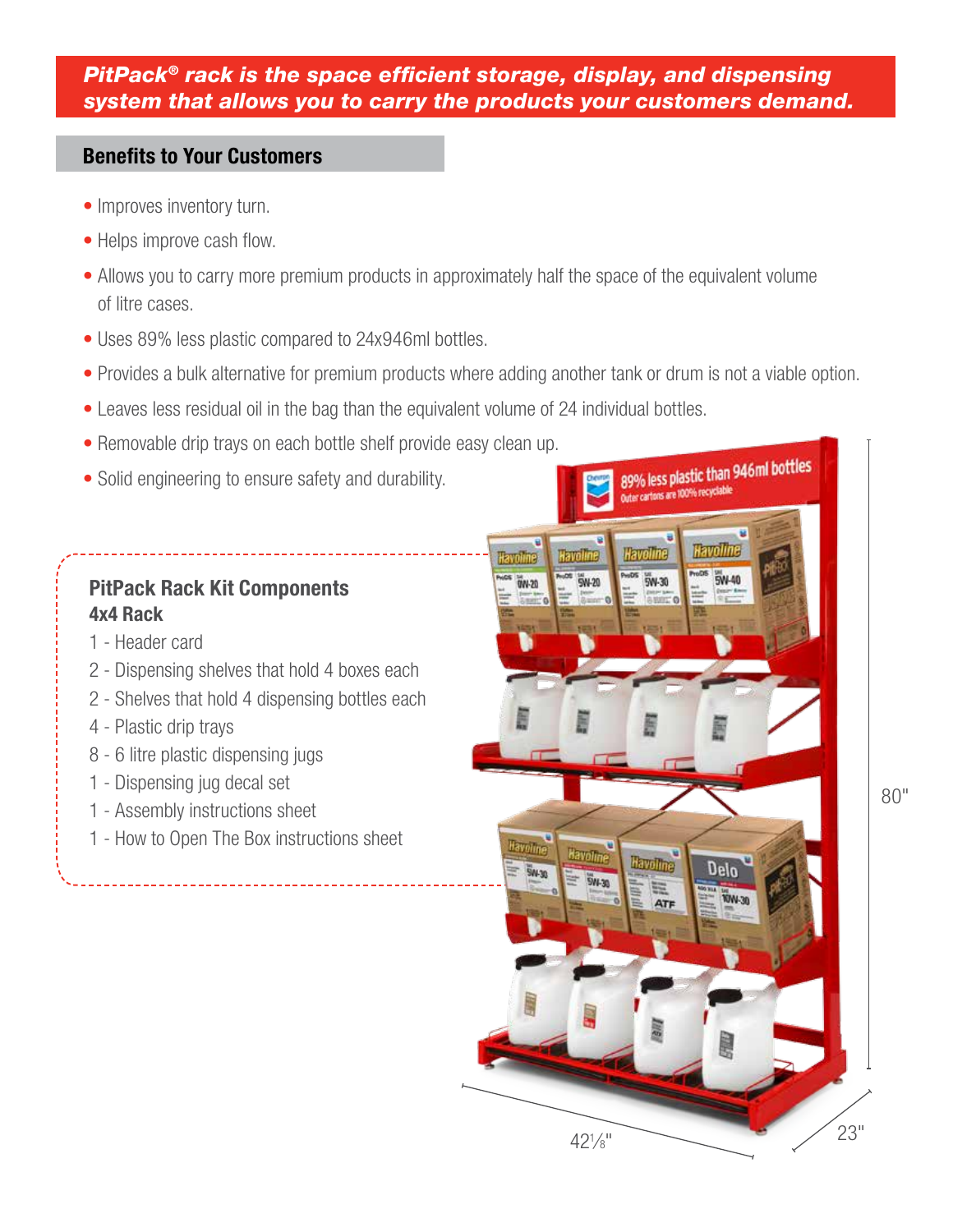***PitPack® rack is the space efficient storage, display, and dispensing system that allows you to carry the products your customers demand.***

## Benefits to Your Customers

- Improves inventory turn.
- Helps improve cash flow.
- Allows you to carry more premium products in approximately half the space of the equivalent volume of litre cases.
- Uses 89% less plastic compared to 24x946ml bottles.
- Provides a bulk alternative for premium products where adding another tank or drum is not a viable option.
- Leaves less residual oil in the bag than the equivalent volume of 24 individual bottles.
- Removable drip trays on each bottle shelf provide easy clean up.
- Solid engineering to ensure safety and durability.

### PitPack Rack Kit Components

**4x4 Rack**

1 - Header card
2 - Dispensing shelves that hold 4 boxes each
2 - Shelves that hold 4 dispensing bottles each
4 - Plastic drip trays
8 - 6 litre plastic dispensing jugs
1 - Dispensing jug decal set
1 - Assembly instructions sheet
1 - How to Open The Box instructions sheet

80"

42 1/8"

23"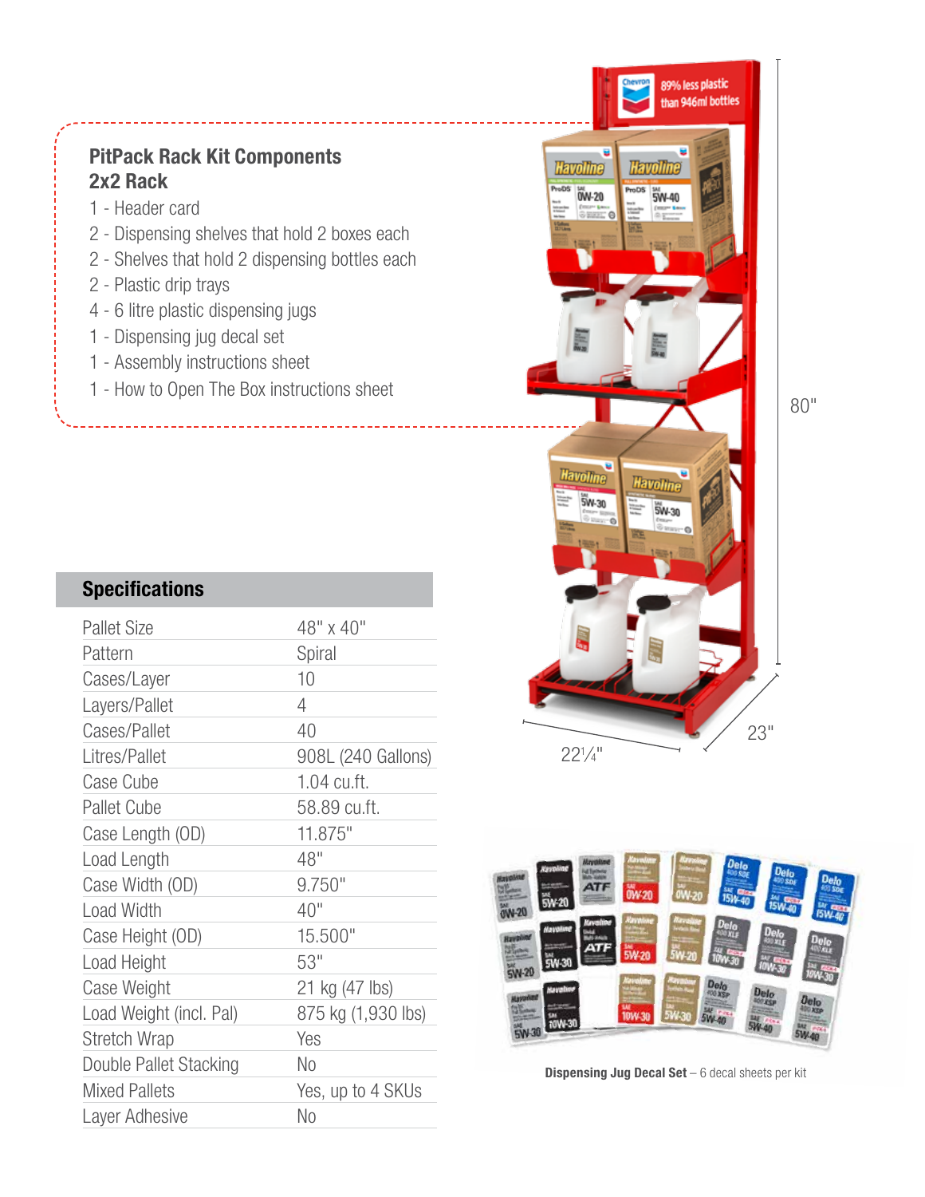## PitPack Rack Kit Components
## 2x2 Rack

1 - Header card
2 - Dispensing shelves that hold 2 boxes each
2 - Shelves that hold 2 dispensing bottles each
2 - Plastic drip trays
4 - 6 litre plastic dispensing jugs
1 - Dispensing jug decal set
1 - Assembly instructions sheet
1 - How to Open The Box instructions sheet

80"

23"

22¼"

## Specifications

| | |
|---|---|
| Pallet Size | 48" x 40" |
| Pattern | Spiral |
| Cases/Layer | 10 |
| Layers/Pallet | 4 |
| Cases/Pallet | 40 |
| Litres/Pallet | 908L (240 Gallons) |
| Case Cube | 1.04 cu.ft. |
| Pallet Cube | 58.89 cu.ft. |
| Case Length (OD) | 11.875" |
| Load Length | 48" |
| Case Width (OD) | 9.750" |
| Load Width | 40" |
| Case Height (OD) | 15.500" |
| Load Height | 53" |
| Case Weight | 21 kg (47 lbs) |
| Load Weight (incl. Pal) | 875 kg (1,930 lbs) |
| Stretch Wrap | Yes |
| Double Pallet Stacking | No |
| Mixed Pallets | Yes, up to 4 SKUs |
| Layer Adhesive | No |

**Dispensing Jug Decal Set** – 6 decal sheets per kit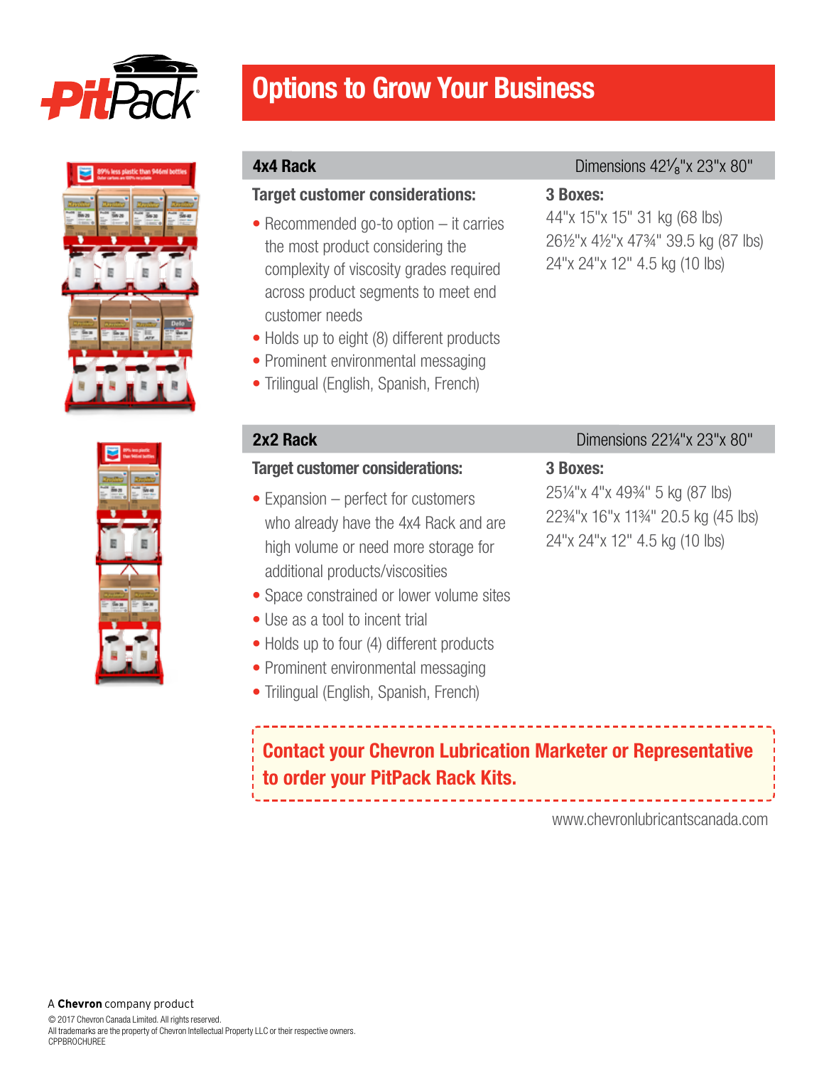# Options to Grow Your Business

## 4x4 Rack

Dimensions 42⅛"x 23"x 80"

**Target customer considerations:**

- Recommended go-to option – it carries the most product considering the complexity of viscosity grades required across product segments to meet end customer needs
- Holds up to eight (8) different products
- Prominent environmental messaging
- Trilingual (English, Spanish, French)

**3 Boxes:**

44"x 15"x 15" 31 kg (68 lbs)
26½"x 4½"x 47¾" 39.5 kg (87 lbs)
24"x 24"x 12" 4.5 kg (10 lbs)

## 2x2 Rack

Dimensions 22¼"x 23"x 80"

**Target customer considerations:**

- Expansion – perfect for customers who already have the 4x4 Rack and are high volume or need more storage for additional products/viscosities
- Space constrained or lower volume sites
- Use as a tool to incent trial
- Holds up to four (4) different products
- Prominent environmental messaging
- Trilingual (English, Spanish, French)

**3 Boxes:**

25¼"x 4"x 49¾" 5 kg (87 lbs)
22¾"x 16"x 11¾" 20.5 kg (45 lbs)
24"x 24"x 12" 4.5 kg (10 lbs)

**Contact your Chevron Lubrication Marketer or Representative to order your PitPack Rack Kits.**

www.chevronlubricantscanada.com

A **Chevron** company product

© 2017 Chevron Canada Limited. All rights reserved.
All trademarks are the property of Chevron Intellectual Property LLC or their respective owners.
CPPBROCHUREE